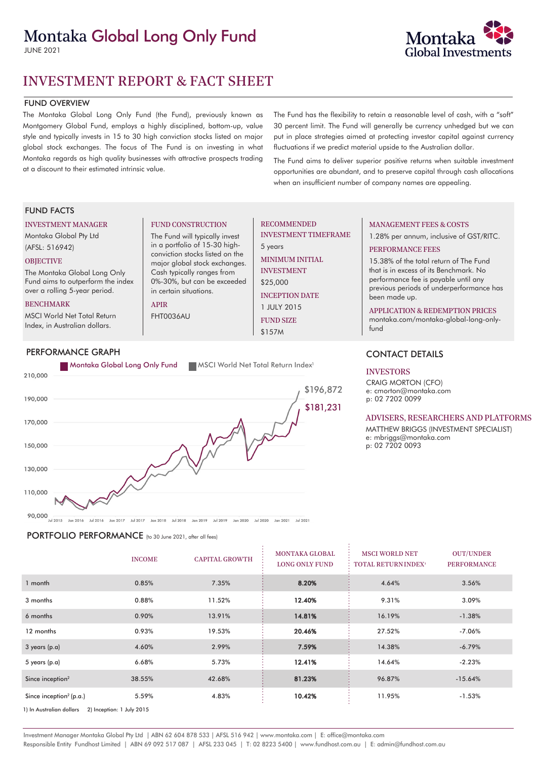# Montaka Global Long Only Fund

JUNE 2021

Montaka Global Investments

## INVESTMENT REPORT & FACT SHEET

### FUND OVERVIEW

The Montaka Global Long Only Fund (the Fund), previously known as Montgomery Global Fund, employs a highly disciplined, bottom-up, value style and typically invests in 15 to 30 high conviction stocks listed on major global stock exchanges. The focus of The Fund is on investing in what Montaka regards as high quality businesses with attractive prospects trading at a discount to their estimated intrinsic value.

The Fund has the flexibility to retain a reasonable level of cash, with a "soft" 30 percent limit. The Fund will generally be currency unhedged but we can put in place strategies aimed at protecting investor capital against currency fluctuations if we predict material upside to the Australian dollar.

The Fund aims to deliver superior positive returns when suitable investment opportunities are abundant, and to preserve capital through cash allocations when an insufficient number of company names are appealing.

### FUND FACTS

**INVESTMENT MANAGER**
Montaka Global Pty Ltd
(AFSL: 516942)

**OBJECTIVE**
The Montaka Global Long Only Fund aims to outperform the index over a rolling 5-year period.

**BENCHMARK**
MSCI World Net Total Return Index, in Australian dollars.

**FUND CONSTRUCTION**
The Fund will typically invest in a portfolio of 15-30 high-conviction stocks listed on the major global stock exchanges. Cash typically ranges from 0%-30%, but can be exceeded in certain situations.

**APIR**
FHT0036AU

**RECOMMENDED INVESTMENT TIMEFRAME**
5 years

**MINIMUM INITIAL INVESTMENT**
$25,000

**INCEPTION DATE**
1 JULY 2015

**FUND SIZE**
$157M

**MANAGEMENT FEES & COSTS**
1.28% per annum, inclusive of GST/RITC.

**PERFORMANCE FEES**
15.38% of the total return of The Fund that is in excess of its Benchmark. No performance fee is payable until any previous periods of underperformance has been made up.

**APPLICATION & REDEMPTION PRICES**
montaka.com/montaka-global-long-only-fund

### PERFORMANCE GRAPH

Montaka Global Long Only Fund: $181,231
MSCI World Net Total Return Index[1]: $196,872

### CONTACT DETAILS

**INVESTORS**
CRAIG MORTON (CFO)
e: cmorton@montaka.com
p: 02 7202 0099

**ADVISERS, RESEARCHERS AND PLATFORMS**
MATTHEW BRIGGS (INVESTMENT SPECIALIST)
e: mbriggs@montaka.com
p: 02 7202 0093

### PORTFOLIO PERFORMANCE (to 30 June 2021, after all fees)

| | INCOME | CAPITAL GROWTH | MONTAKA GLOBAL LONG ONLY FUND | MSCI WORLD NET TOTAL RETURN INDEX[1] | OUT/UNDER PERFORMANCE |
|---|---|---|---|---|---|
| 1 month | 0.85% | 7.35% | **8.20%** | 4.64% | 3.56% |
| 3 months | 0.88% | 11.52% | **12.40%** | 9.31% | 3.09% |
| 6 months | 0.90% | 13.91% | **14.81%** | 16.19% | -1.38% |
| 12 months | 0.93% | 19.53% | **20.46%** | 27.52% | -7.06% |
| 3 years (p.a) | 4.60% | 2.99% | **7.59%** | 14.38% | -6.79% |
| 5 years (p.a) | 6.68% | 5.73% | **12.41%** | 14.64% | -2.23% |
| Since inception[2] | 38.55% | 42.68% | **81.23%** | 96.87% | -15.64% |
| Since inception[2] (p.a.) | 5.59% | 4.83% | **10.42%** | 11.95% | -1.53% |

1) In Australian dollars 2) Inception: 1 July 2015

Investment Manager Montaka Global Pty Ltd | ABN 62 604 878 533 | AFSL 516 942 | www.montaka.com | E: office@montaka.com
Responsible Entity Fundhost Limited | ABN 69 092 517 087 | AFSL 233 045 | T: 02 8223 5400 | www.fundhost.com.au | E: admin@fundhost.com.au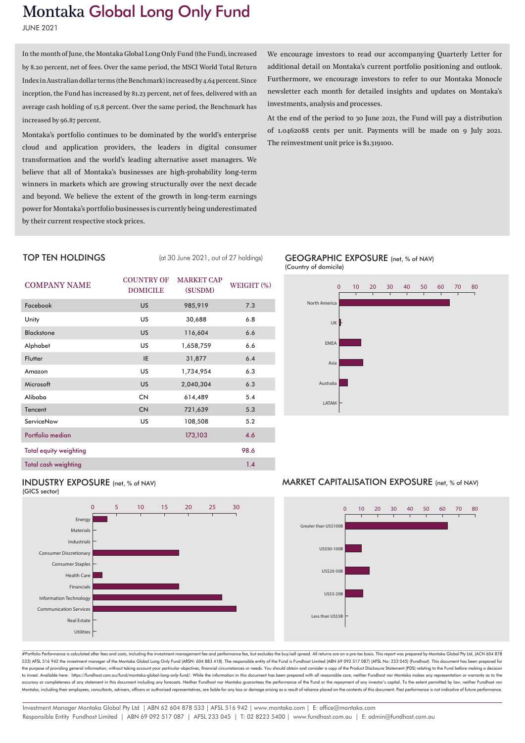# Montaka Global Long Only Fund

JUNE 2021

In the month of June, the Montaka Global Long Only Fund (the Fund), increased by 8.20 percent, net of fees. Over the same period, the MSCI World Total Return Index in Australian dollar terms (the Benchmark) increased by 4.64 percent. Since inception, the Fund has increased by 81.23 percent, net of fees, delivered with an average cash holding of 15.8 percent. Over the same period, the Benchmark has increased by 96.87 percent.

Montaka's portfolio continues to be dominated by the world's enterprise cloud and application providers, the leaders in digital consumer transformation and the world's leading alternative asset managers. We believe that all of Montaka's businesses are high-probability long-term winners in markets which are growing structurally over the next decade and beyond. We believe the extent of the growth in long-term earnings power for Montaka's portfolio businesses is currently being underestimated by their current respective stock prices.

We encourage investors to read our accompanying Quarterly Letter for additional detail on Montaka's current portfolio positioning and outlook. Furthermore, we encourage investors to refer to our Montaka Monocle newsletter each month for detailed insights and updates on Montaka's investments, analysis and processes.

At the end of the period to 30 June 2021, the Fund will pay a distribution of 1.0462088 cents per unit. Payments will be made on 9 July 2021. The reinvestment unit price is $1.319100.

## TOP TEN HOLDINGS

(at 30 June 2021, out of 27 holdings)

| COMPANY NAME | COUNTRY OF DOMICILE | MARKET CAP ($USDM) | WEIGHT (%) |
|---|---|---|---|
| Facebook | US | 985,919 | 7.3 |
| Unity | US | 30,688 | 6.8 |
| Blackstone | US | 116,604 | 6.6 |
| Alphabet | US | 1,658,759 | 6.6 |
| Flutter | IE | 31,877 | 6.4 |
| Amazon | US | 1,734,954 | 6.3 |
| Microsoft | US | 2,040,304 | 6.3 |
| Alibaba | CN | 614,489 | 5.4 |
| Tencent | CN | 721,639 | 5.3 |
| ServiceNow | US | 108,508 | 5.2 |
| Portfolio median | | 173,103 | 4.6 |
| Total equity weighting | | | 98.6 |
| Total cash weighting | | | 1.4 |

## GEOGRAPHIC EXPOSURE (net, % of NAV)

(Country of domicile)

0 10 20 30 40 50 60 70 80

North America
UK
EMEA
Asia
Australia
LATAM

## INDUSTRY EXPOSURE (net, % of NAV)

(GICS sector)

0 5 10 15 20 25 30

Energy
Materials
Industrials
Consumer Discretionary
Consumer Staples
Health Care
Financials
Information Technology
Communication Services
Real Estate
Utilities

## MARKET CAPITALISATION EXPOSURE (net, % of NAV)

0 10 20 30 40 50 60 70 80

Greater than US$100B
US$50-100B
US$20-50B
US$5-20B
Less than US$5B

#Portfolio Performance is calculated after fees and costs, including the investment management fee and performance fee, but excludes the buy/sell spread. All returns are on a pre-tax basis. This report was prepared by Montaka Global Pty Ltd, (ACN 604 878 533) AFSL 516 942 the investment manager of the Montaka Global Long Only Fund (ARSN: 604 883 418). The responsible entity of the Fund is Fundhost Limited (ABN 69 092 517 087) (AFSL No: 233 045) (Fundhost). This document has been prepared for the purpose of providing general information, without taking account your particular objectives, financial circumstances or needs. You should obtain and consider a copy of the Product Disclosure Statement (PDS) relating to the Fund before making a decision to invest. Available here: https://fundhost.com.au/fund/montaka-global-long-only-fund/. While the information in this document has been prepared with all reasonable care, neither Fundhost nor Montaka makes any representation or warranty as to the accuracy or completeness of any statement in this document including any forecasts. Neither Fundhost nor Montaka guarantees the performance of the Fund or the repayment of any investor's capital. To the extent permitted by law, neither Fundhost nor Montaka, including their employees, consultants, advisers, officers or authorised representatives, are liable for any loss or damage arising as a result of reliance placed on the contents of this document. Past performance is not indicative of future performance.

Investment Manager Montaka Global Pty Ltd | ABN 62 604 878 533 | AFSL 516 942 | www.montaka.com | E: office@montaka.com
Responsible Entity Fundhost Limited | ABN 69 092 517 087 | AFSL 233 045 | T: 02 8223 5400 | www.fundhost.com.au | E: admin@fundhost.com.au